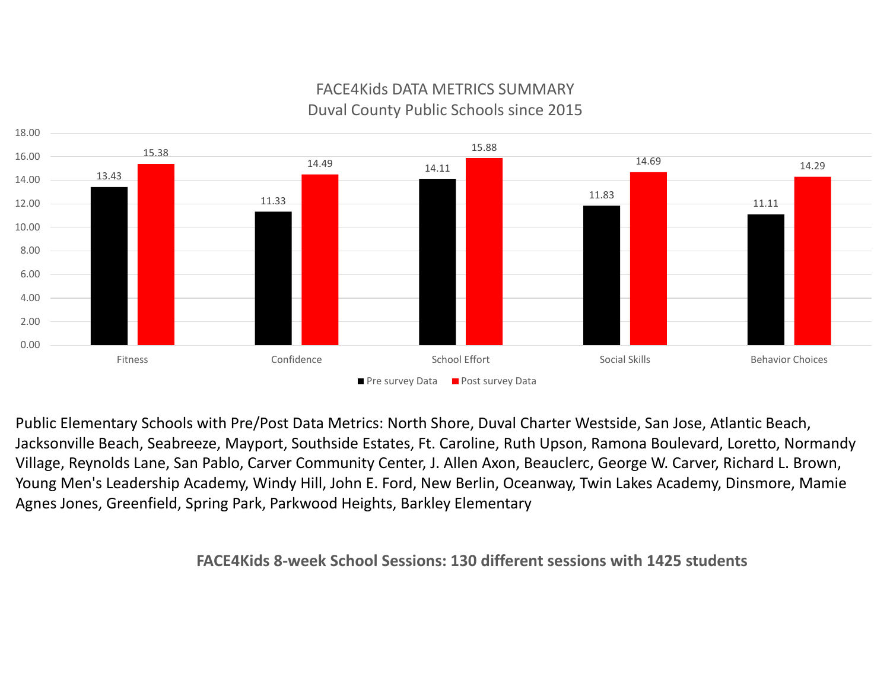# FACE4Kids DATA METRICS SUMMARY

## Duval County Public Schools since 2015

| | Pre survey Data | Post survey Data |
|---|---|---|
| Fitness | 13.43 | 15.38 |
| Confidence | 11.33 | 14.49 |
| School Effort | 14.11 | 15.88 |
| Social Skills | 11.83 | 14.69 |
| Behavior Choices | 11.11 | 14.29 |

Public Elementary Schools with Pre/Post Data Metrics: North Shore, Duval Charter Westside, San Jose, Atlantic Beach, Jacksonville Beach, Seabreeze, Mayport, Southside Estates, Ft. Caroline, Ruth Upson, Ramona Boulevard, Loretto, Normandy Village, Reynolds Lane, San Pablo, Carver Community Center, J. Allen Axon, Beauclerc, George W. Carver, Richard L. Brown, Young Men's Leadership Academy, Windy Hill, John E. Ford, New Berlin, Oceanway, Twin Lakes Academy, Dinsmore, Mamie Agnes Jones, Greenfield, Spring Park, Parkwood Heights, Barkley Elementary

**FACE4Kids 8-week School Sessions: 130 different sessions with 1425 students**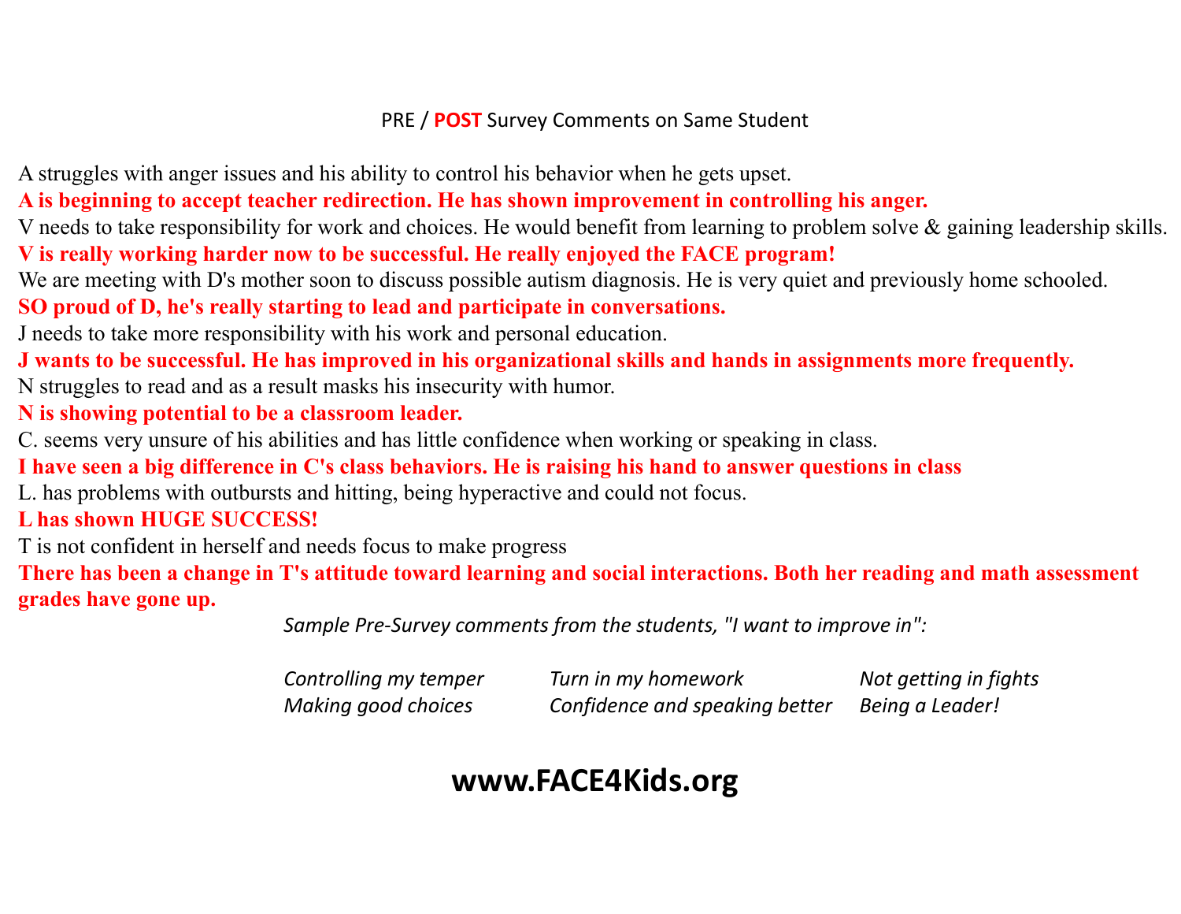PRE / **POST** Survey Comments on Same Student

A struggles with anger issues and his ability to control his behavior when he gets upset.

**A is beginning to accept teacher redirection. He has shown improvement in controlling his anger.**

V needs to take responsibility for work and choices. He would benefit from learning to problem solve & gaining leadership skills.

**V is really working harder now to be successful. He really enjoyed the FACE program!**

We are meeting with D's mother soon to discuss possible autism diagnosis. He is very quiet and previously home schooled.

**SO proud of D, he's really starting to lead and participate in conversations.**

J needs to take more responsibility with his work and personal education.

**J wants to be successful. He has improved in his organizational skills and hands in assignments more frequently.**

N struggles to read and as a result masks his insecurity with humor.

**N is showing potential to be a classroom leader.**

C. seems very unsure of his abilities and has little confidence when working or speaking in class.

**I have seen a big difference in C's class behaviors. He is raising his hand to answer questions in class**

L. has problems with outbursts and hitting, being hyperactive and could not focus.

**L has shown HUGE SUCCESS!**

T is not confident in herself and needs focus to make progress

**There has been a change in T's attitude toward learning and social interactions. Both her reading and math assessment grades have gone up.**

*Sample Pre-Survey comments from the students, "I want to improve in":*

*Controlling my temper* | *Turn in my homework* | *Not getting in fights*
*Making good choices* | *Confidence and speaking better* | *Being a Leader!*

**www.FACE4Kids.org**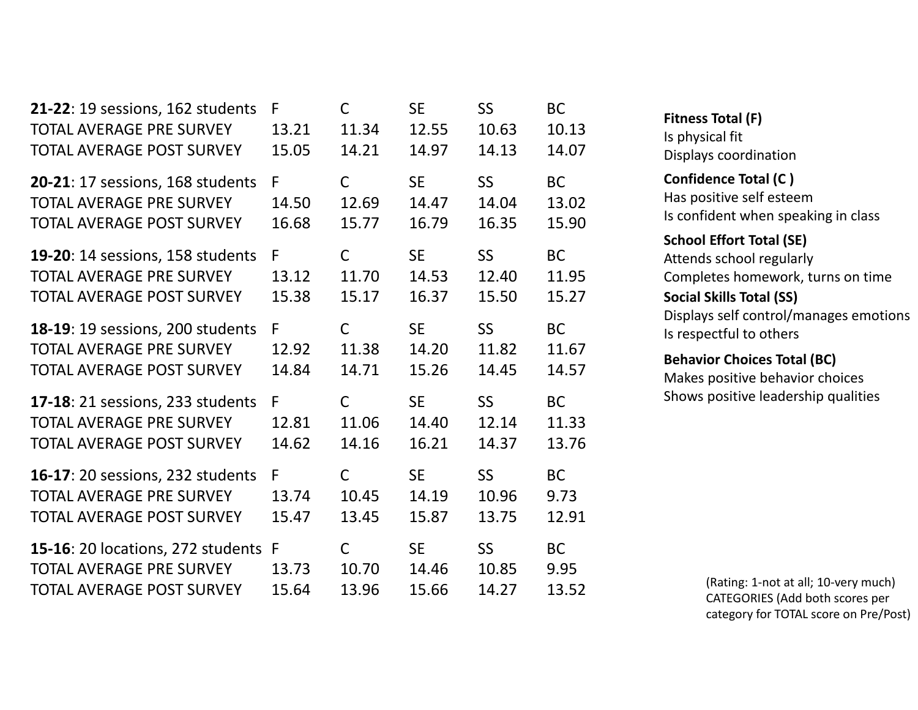| | F | C | SE | SS | BC |
|---|---|---|---|---|---|
| **21-22**: 19 sessions, 162 students | F | C | SE | SS | BC |
| TOTAL AVERAGE PRE SURVEY | 13.21 | 11.34 | 12.55 | 10.63 | 10.13 |
| TOTAL AVERAGE POST SURVEY | 15.05 | 14.21 | 14.97 | 14.13 | 14.07 |
| **20-21**: 17 sessions, 168 students | F | C | SE | SS | BC |
| TOTAL AVERAGE PRE SURVEY | 14.50 | 12.69 | 14.47 | 14.04 | 13.02 |
| TOTAL AVERAGE POST SURVEY | 16.68 | 15.77 | 16.79 | 16.35 | 15.90 |
| **19-20**: 14 sessions, 158 students | F | C | SE | SS | BC |
| TOTAL AVERAGE PRE SURVEY | 13.12 | 11.70 | 14.53 | 12.40 | 11.95 |
| TOTAL AVERAGE POST SURVEY | 15.38 | 15.17 | 16.37 | 15.50 | 15.27 |
| **18-19**: 19 sessions, 200 students | F | C | SE | SS | BC |
| TOTAL AVERAGE PRE SURVEY | 12.92 | 11.38 | 14.20 | 11.82 | 11.67 |
| TOTAL AVERAGE POST SURVEY | 14.84 | 14.71 | 15.26 | 14.45 | 14.57 |
| **17-18**: 21 sessions, 233 students | F | C | SE | SS | BC |
| TOTAL AVERAGE PRE SURVEY | 12.81 | 11.06 | 14.40 | 12.14 | 11.33 |
| TOTAL AVERAGE POST SURVEY | 14.62 | 14.16 | 16.21 | 14.37 | 13.76 |
| **16-17**: 20 sessions, 232 students | F | C | SE | SS | BC |
| TOTAL AVERAGE PRE SURVEY | 13.74 | 10.45 | 14.19 | 10.96 | 9.73 |
| TOTAL AVERAGE POST SURVEY | 15.47 | 13.45 | 15.87 | 13.75 | 12.91 |
| **15-16**: 20 locations, 272 students | F | C | SE | SS | BC |
| TOTAL AVERAGE PRE SURVEY | 13.73 | 10.70 | 14.46 | 10.85 | 9.95 |
| TOTAL AVERAGE POST SURVEY | 15.64 | 13.96 | 15.66 | 14.27 | 13.52 |

**Fitness Total (F)**
Is physical fit
Displays coordination

**Confidence Total (C )**
Has positive self esteem
Is confident when speaking in class

**School Effort Total (SE)**
Attends school regularly
Completes homework, turns on time

**Social Skills Total (SS)**
Displays self control/manages emotions
Is respectful to others

**Behavior Choices Total (BC)**
Makes positive behavior choices
Shows positive leadership qualities

(Rating: 1-not at all; 10-very much)
CATEGORIES (Add both scores per category for TOTAL score on Pre/Post)